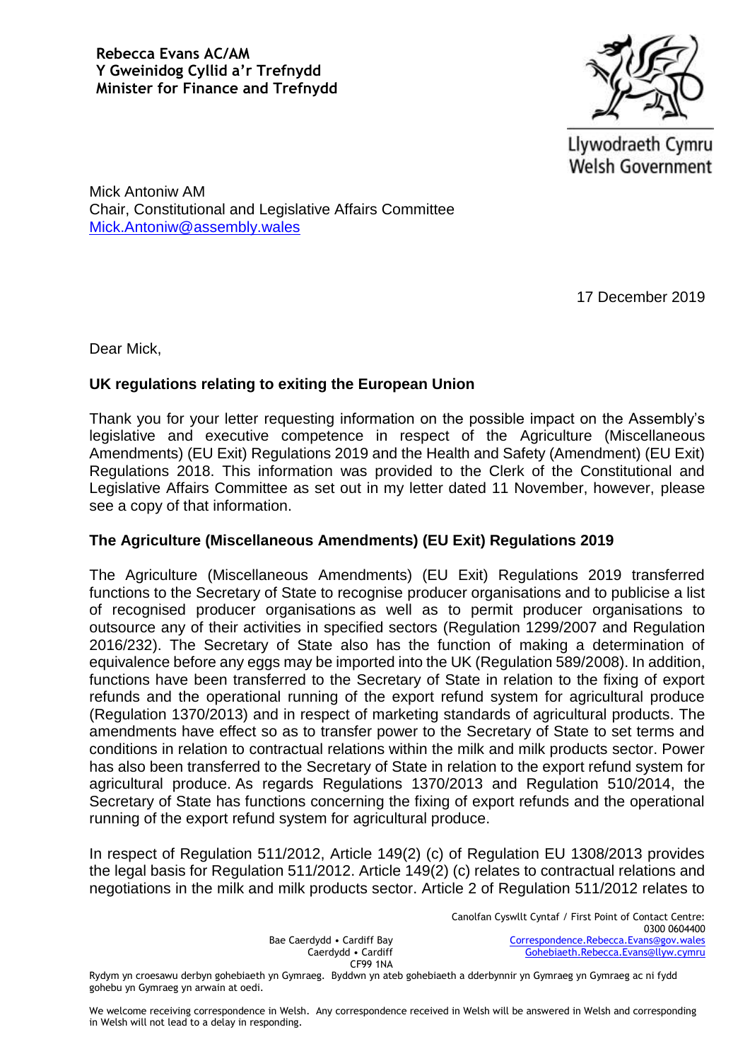**Rebecca Evans AC/AM**
**Y Gweinidog Cyllid a'r Trefnydd**
**Minister for Finance and Trefnydd**

Llywodraeth Cymru
Welsh Government

Mick Antoniw AM
Chair, Constitutional and Legislative Affairs Committee
Mick.Antoniw@assembly.wales

17 December 2019

Dear Mick,

**UK regulations relating to exiting the European Union**

Thank you for your letter requesting information on the possible impact on the Assembly's legislative and executive competence in respect of the Agriculture (Miscellaneous Amendments) (EU Exit) Regulations 2019 and the Health and Safety (Amendment) (EU Exit) Regulations 2018. This information was provided to the Clerk of the Constitutional and Legislative Affairs Committee as set out in my letter dated 11 November, however, please see a copy of that information.

**The Agriculture (Miscellaneous Amendments) (EU Exit) Regulations 2019**

The Agriculture (Miscellaneous Amendments) (EU Exit) Regulations 2019 transferred functions to the Secretary of State to recognise producer organisations and to publicise a list of recognised producer organisations as well as to permit producer organisations to outsource any of their activities in specified sectors (Regulation 1299/2007 and Regulation 2016/232). The Secretary of State also has the function of making a determination of equivalence before any eggs may be imported into the UK (Regulation 589/2008). In addition, functions have been transferred to the Secretary of State in relation to the fixing of export refunds and the operational running of the export refund system for agricultural produce (Regulation 1370/2013) and in respect of marketing standards of agricultural products. The amendments have effect so as to transfer power to the Secretary of State to set terms and conditions in relation to contractual relations within the milk and milk products sector. Power has also been transferred to the Secretary of State in relation to the export refund system for agricultural produce. As regards Regulations 1370/2013 and Regulation 510/2014, the Secretary of State has functions concerning the fixing of export refunds and the operational running of the export refund system for agricultural produce.

In respect of Regulation 511/2012, Article 149(2) (c) of Regulation EU 1308/2013 provides the legal basis for Regulation 511/2012. Article 149(2) (c) relates to contractual relations and negotiations in the milk and milk products sector. Article 2 of Regulation 511/2012 relates to

Bae Caerdydd • Cardiff Bay
Caerdydd • Cardiff
CF99 1NA

Canolfan Cyswllt Cyntaf / First Point of Contact Centre:
0300 0604400
Correspondence.Rebecca.Evans@gov.wales
Gohebiaeth.Rebecca.Evans@llyw.cymru

Rydym yn croesawu derbyn gohebiaeth yn Gymraeg. Byddwn yn ateb gohebiaeth a dderbynnir yn Gymraeg yn Gymraeg ac ni fydd gohebu yn Gymraeg yn arwain at oedi.

We welcome receiving correspondence in Welsh. Any correspondence received in Welsh will be answered in Welsh and corresponding in Welsh will not lead to a delay in responding.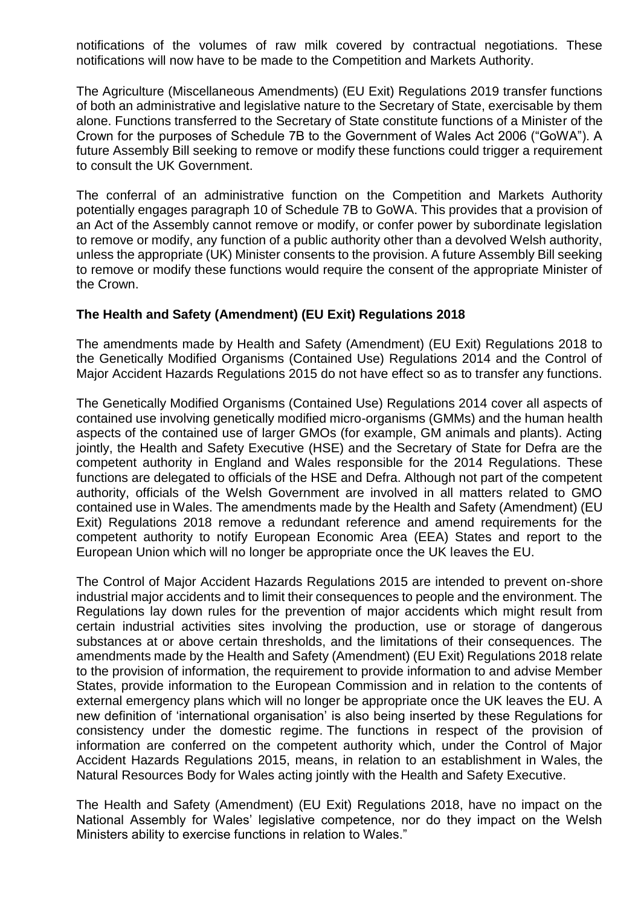notifications of the volumes of raw milk covered by contractual negotiations. These notifications will now have to be made to the Competition and Markets Authority.

The Agriculture (Miscellaneous Amendments) (EU Exit) Regulations 2019 transfer functions of both an administrative and legislative nature to the Secretary of State, exercisable by them alone. Functions transferred to the Secretary of State constitute functions of a Minister of the Crown for the purposes of Schedule 7B to the Government of Wales Act 2006 ("GoWA"). A future Assembly Bill seeking to remove or modify these functions could trigger a requirement to consult the UK Government.

The conferral of an administrative function on the Competition and Markets Authority potentially engages paragraph 10 of Schedule 7B to GoWA. This provides that a provision of an Act of the Assembly cannot remove or modify, or confer power by subordinate legislation to remove or modify, any function of a public authority other than a devolved Welsh authority, unless the appropriate (UK) Minister consents to the provision. A future Assembly Bill seeking to remove or modify these functions would require the consent of the appropriate Minister of the Crown.

**The Health and Safety (Amendment) (EU Exit) Regulations 2018**

The amendments made by Health and Safety (Amendment) (EU Exit) Regulations 2018 to the Genetically Modified Organisms (Contained Use) Regulations 2014 and the Control of Major Accident Hazards Regulations 2015 do not have effect so as to transfer any functions.

The Genetically Modified Organisms (Contained Use) Regulations 2014 cover all aspects of contained use involving genetically modified micro-organisms (GMMs) and the human health aspects of the contained use of larger GMOs (for example, GM animals and plants). Acting jointly, the Health and Safety Executive (HSE) and the Secretary of State for Defra are the competent authority in England and Wales responsible for the 2014 Regulations. These functions are delegated to officials of the HSE and Defra. Although not part of the competent authority, officials of the Welsh Government are involved in all matters related to GMO contained use in Wales. The amendments made by the Health and Safety (Amendment) (EU Exit) Regulations 2018 remove a redundant reference and amend requirements for the competent authority to notify European Economic Area (EEA) States and report to the European Union which will no longer be appropriate once the UK leaves the EU.

The Control of Major Accident Hazards Regulations 2015 are intended to prevent on-shore industrial major accidents and to limit their consequences to people and the environment. The Regulations lay down rules for the prevention of major accidents which might result from certain industrial activities sites involving the production, use or storage of dangerous substances at or above certain thresholds, and the limitations of their consequences. The amendments made by the Health and Safety (Amendment) (EU Exit) Regulations 2018 relate to the provision of information, the requirement to provide information to and advise Member States, provide information to the European Commission and in relation to the contents of external emergency plans which will no longer be appropriate once the UK leaves the EU. A new definition of 'international organisation' is also being inserted by these Regulations for consistency under the domestic regime. The functions in respect of the provision of information are conferred on the competent authority which, under the Control of Major Accident Hazards Regulations 2015, means, in relation to an establishment in Wales, the Natural Resources Body for Wales acting jointly with the Health and Safety Executive.

The Health and Safety (Amendment) (EU Exit) Regulations 2018, have no impact on the National Assembly for Wales' legislative competence, nor do they impact on the Welsh Ministers ability to exercise functions in relation to Wales."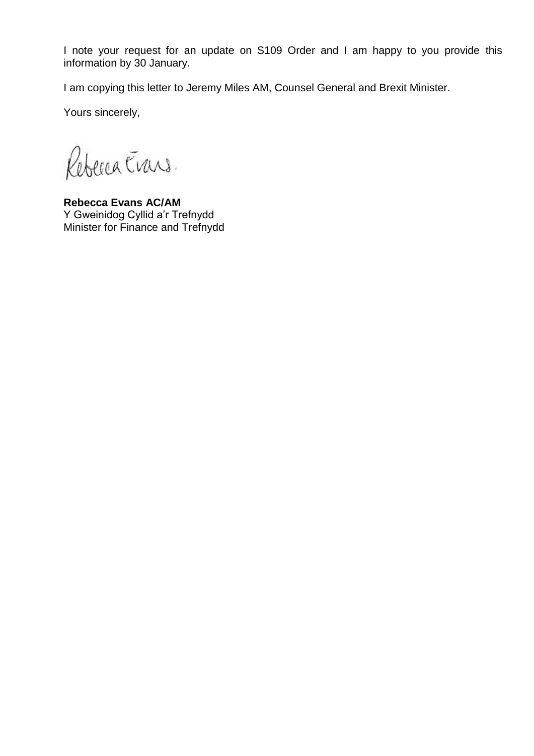I note your request for an update on S109 Order and I am happy to you provide this information by 30 January.

I am copying this letter to Jeremy Miles AM, Counsel General and Brexit Minister.

Yours sincerely,

Rebecca Evans.

**Rebecca Evans AC/AM**
Y Gweinidog Cyllid a'r Trefnydd
Minister for Finance and Trefnydd